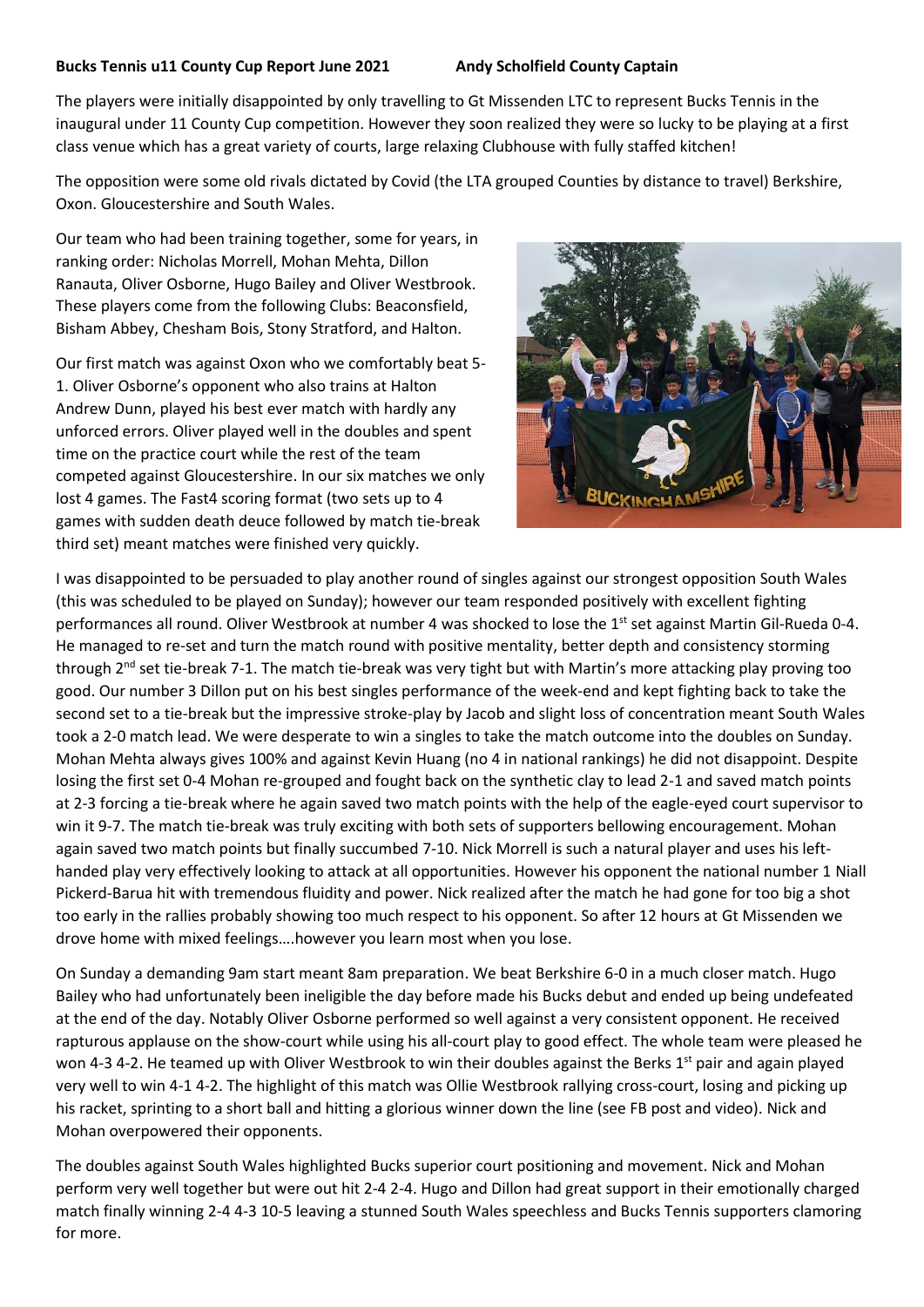**Bucks Tennis u11 County Cup Report June 2021 Andy Scholfield County Captain**

The players were initially disappointed by only travelling to Gt Missenden LTC to represent Bucks Tennis in the inaugural under 11 County Cup competition. However they soon realized they were so lucky to be playing at a first class venue which has a great variety of courts, large relaxing Clubhouse with fully staffed kitchen!

The opposition were some old rivals dictated by Covid (the LTA grouped Counties by distance to travel) Berkshire, Oxon. Gloucestershire and South Wales.

Our team who had been training together, some for years, in ranking order: Nicholas Morrell, Mohan Mehta, Dillon Ranauta, Oliver Osborne, Hugo Bailey and Oliver Westbrook. These players come from the following Clubs: Beaconsfield, Bisham Abbey, Chesham Bois, Stony Stratford, and Halton.

Our first match was against Oxon who we comfortably beat 5-1. Oliver Osborne's opponent who also trains at Halton Andrew Dunn, played his best ever match with hardly any unforced errors. Oliver played well in the doubles and spent time on the practice court while the rest of the team competed against Gloucestershire. In our six matches we only lost 4 games. The Fast4 scoring format (two sets up to 4 games with sudden death deuce followed by match tie-break third set) meant matches were finished very quickly.

I was disappointed to be persuaded to play another round of singles against our strongest opposition South Wales (this was scheduled to be played on Sunday); however our team responded positively with excellent fighting performances all round. Oliver Westbrook at number 4 was shocked to lose the 1st set against Martin Gil-Rueda 0-4. He managed to re-set and turn the match round with positive mentality, better depth and consistency storming through 2nd set tie-break 7-1. The match tie-break was very tight but with Martin's more attacking play proving too good. Our number 3 Dillon put on his best singles performance of the week-end and kept fighting back to take the second set to a tie-break but the impressive stroke-play by Jacob and slight loss of concentration meant South Wales took a 2-0 match lead. We were desperate to win a singles to take the match outcome into the doubles on Sunday. Mohan Mehta always gives 100% and against Kevin Huang (no 4 in national rankings) he did not disappoint. Despite losing the first set 0-4 Mohan re-grouped and fought back on the synthetic clay to lead 2-1 and saved match points at 2-3 forcing a tie-break where he again saved two match points with the help of the eagle-eyed court supervisor to win it 9-7. The match tie-break was truly exciting with both sets of supporters bellowing encouragement. Mohan again saved two match points but finally succumbed 7-10. Nick Morrell is such a natural player and uses his left-handed play very effectively looking to attack at all opportunities. However his opponent the national number 1 Niall Pickerd-Barua hit with tremendous fluidity and power. Nick realized after the match he had gone for too big a shot too early in the rallies probably showing too much respect to his opponent. So after 12 hours at Gt Missenden we drove home with mixed feelings….however you learn most when you lose.

On Sunday a demanding 9am start meant 8am preparation. We beat Berkshire 6-0 in a much closer match. Hugo Bailey who had unfortunately been ineligible the day before made his Bucks debut and ended up being undefeated at the end of the day. Notably Oliver Osborne performed so well against a very consistent opponent. He received rapturous applause on the show-court while using his all-court play to good effect. The whole team were pleased he won 4-3 4-2. He teamed up with Oliver Westbrook to win their doubles against the Berks 1st pair and again played very well to win 4-1 4-2. The highlight of this match was Ollie Westbrook rallying cross-court, losing and picking up his racket, sprinting to a short ball and hitting a glorious winner down the line (see FB post and video). Nick and Mohan overpowered their opponents.

The doubles against South Wales highlighted Bucks superior court positioning and movement. Nick and Mohan perform very well together but were out hit 2-4 2-4. Hugo and Dillon had great support in their emotionally charged match finally winning 2-4 4-3 10-5 leaving a stunned South Wales speechless and Bucks Tennis supporters clamoring for more.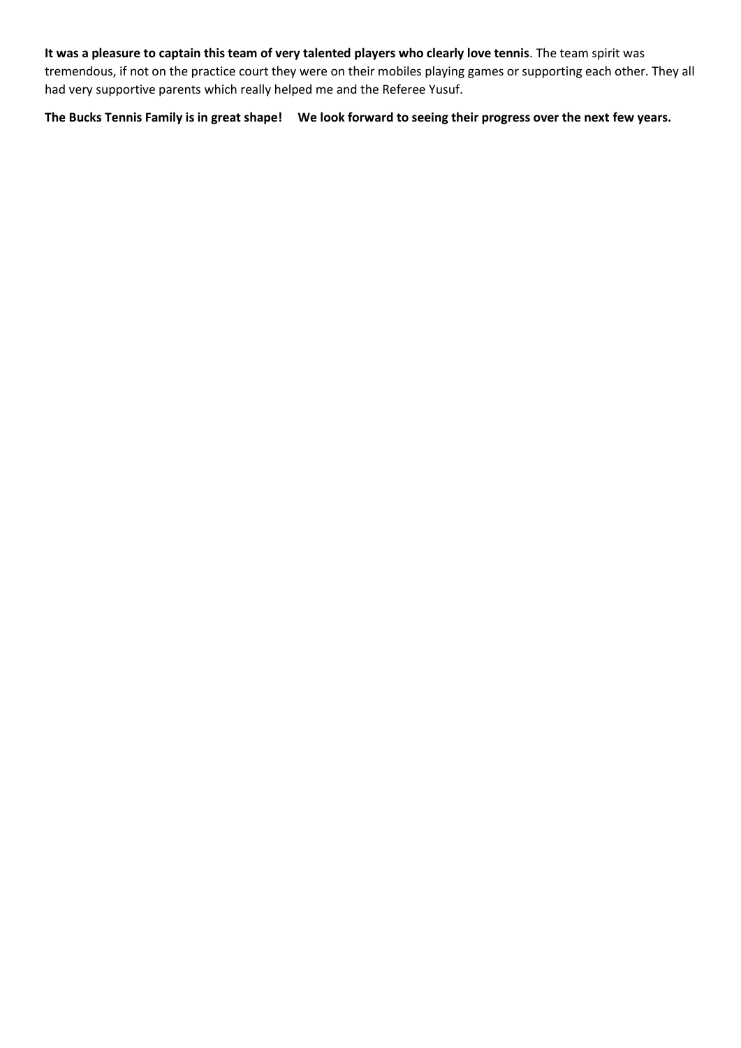**It was a pleasure to captain this team of very talented players who clearly love tennis**. The team spirit was tremendous, if not on the practice court they were on their mobiles playing games or supporting each other. They all had very supportive parents which really helped me and the Referee Yusuf.

**The Bucks Tennis Family is in great shape! We look forward to seeing their progress over the next few years.**